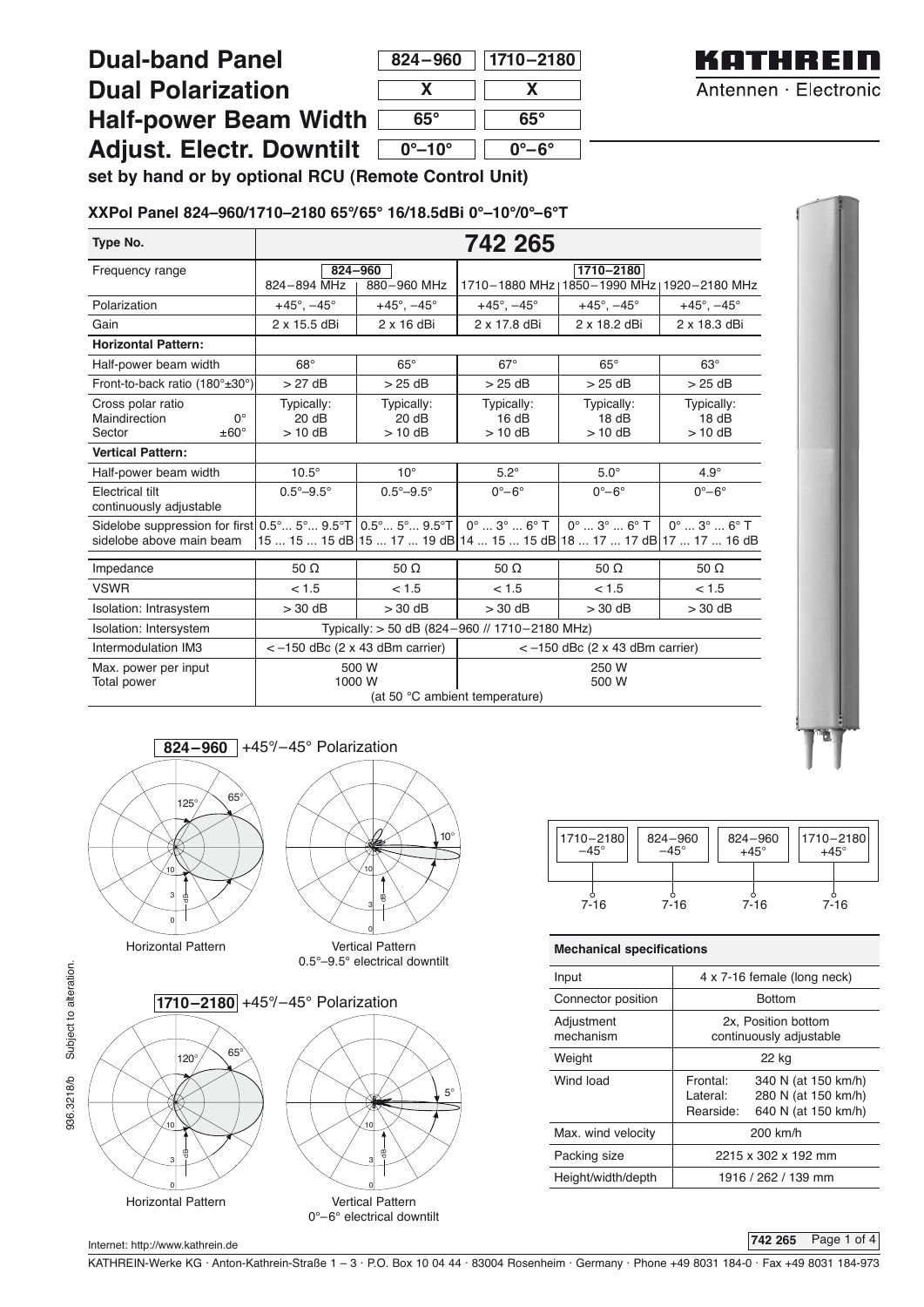# Dual-band Panel / Dual Polarization / Half-power Beam Width / Adjust. Electr. Downtilt

| | 824–960 | 1710–2180 |
|---|---|---|
| Dual-band Panel | 824–960 | 1710–2180 |
| Dual Polarization | X | X |
| Half-power Beam Width | 65° | 65° |
| Adjust. Electr. Downtilt | 0°–10° | 0°–6° |

KATHREIN
Antennen · Electronic

**set by hand or by optional RCU (Remote Control Unit)**

**XXPol Panel 824–960/1710–2180 65°/65° 16/18.5dBi 0°–10°/0°–6°T**

| Type No. | 742 265 | | | | |
|---|---|---|---|---|---|
| Frequency range | 824–960 | | 1710–2180 | | |
| | 824–894 MHz | 880–960 MHz | 1710–1880 MHz | 1850–1990 MHz | 1920–2180 MHz |
| Polarization | +45°, –45° | +45°, –45° | +45°, –45° | +45°, –45° | +45°, –45° |
| Gain | 2 x 15.5 dBi | 2 x 16 dBi | 2 x 17.8 dBi | 2 x 18.2 dBi | 2 x 18.3 dBi |
| **Horizontal Pattern:** | | | | | |
| Half-power beam width | 68° | 65° | 67° | 65° | 63° |
| Front-to-back ratio (180°±30°) | > 27 dB | > 25 dB | > 25 dB | > 25 dB | > 25 dB |
| Cross polar ratio | Typically: | Typically: | Typically: | Typically: | Typically: |
| Maindirection 0° | 20 dB | 20 dB | 16 dB | 18 dB | 18 dB |
| Sector ±60° | > 10 dB | > 10 dB | > 10 dB | > 10 dB | > 10 dB |
| **Vertical Pattern:** | | | | | |
| Half-power beam width | 10.5° | 10° | 5.2° | 5.0° | 4.9° |
| Electrical tilt continuously adjustable | 0.5°–9.5° | 0.5°–9.5° | 0°–6° | 0°–6° | 0°–6° |
| Sidelobe suppression for first sidelobe above main beam | 0.5°... 5°... 9.5°T<br>15 ... 15 ... 15 dB | 0.5°... 5°... 9.5°T<br>15 ... 17 ... 19 dB | 0° ... 3° ... 6° T<br>14 ... 15 ... 15 dB | 0° ... 3° ... 6° T<br>18 ... 17 ... 17 dB | 0° ... 3° ... 6° T<br>17 ... 17 ... 16 dB |
| Impedance | 50 Ω | 50 Ω | 50 Ω | 50 Ω | 50 Ω |
| VSWR | < 1.5 | < 1.5 | < 1.5 | < 1.5 | < 1.5 |
| Isolation: Intrasystem | > 30 dB | > 30 dB | > 30 dB | > 30 dB | > 30 dB |
| Isolation: Intersystem | Typically: > 50 dB (824–960 // 1710–2180 MHz) | | | | |
| Intermodulation IM3 | < –150 dBc (2 x 43 dBm carrier) | | < –150 dBc (2 x 43 dBm carrier) | | |
| Max. power per input<br>Total power | 500 W<br>1000 W | | 250 W<br>500 W | | |
| | (at 50 °C ambient temperature) | | | | |

**824–960** +45°/–45° Polarization

Horizontal Pattern

Vertical Pattern
0.5°–9.5° electrical downtilt

**1710–2180** +45°/–45° Polarization

Horizontal Pattern

Vertical Pattern
0°–6° electrical downtilt

| 1710–2180 –45° | 824–960 –45° | 824–960 +45° | 1710–2180 +45° |
|---|---|---|---|
| 7-16 | 7-16 | 7-16 | 7-16 |

| Mechanical specifications | |
|---|---|
| Input | 4 x 7-16 female (long neck) |
| Connector position | Bottom |
| Adjustment mechanism | 2x, Position bottom continuously adjustable |
| Weight | 22 kg |
| Wind load | Frontal: 340 N (at 150 km/h)<br>Lateral: 280 N (at 150 km/h)<br>Rearside: 640 N (at 150 km/h) |
| Max. wind velocity | 200 km/h |
| Packing size | 2215 x 302 x 192 mm |
| Height/width/depth | 1916 / 262 / 139 mm |

936.3218/b Subject to alteration.

Internet: http://www.kathrein.de

KATHREIN-Werke KG · Anton-Kathrein-Straße 1 – 3 · P.O. Box 10 04 44 · 83004 Rosenheim · Germany · Phone +49 8031 184-0 · Fax +49 8031 184-973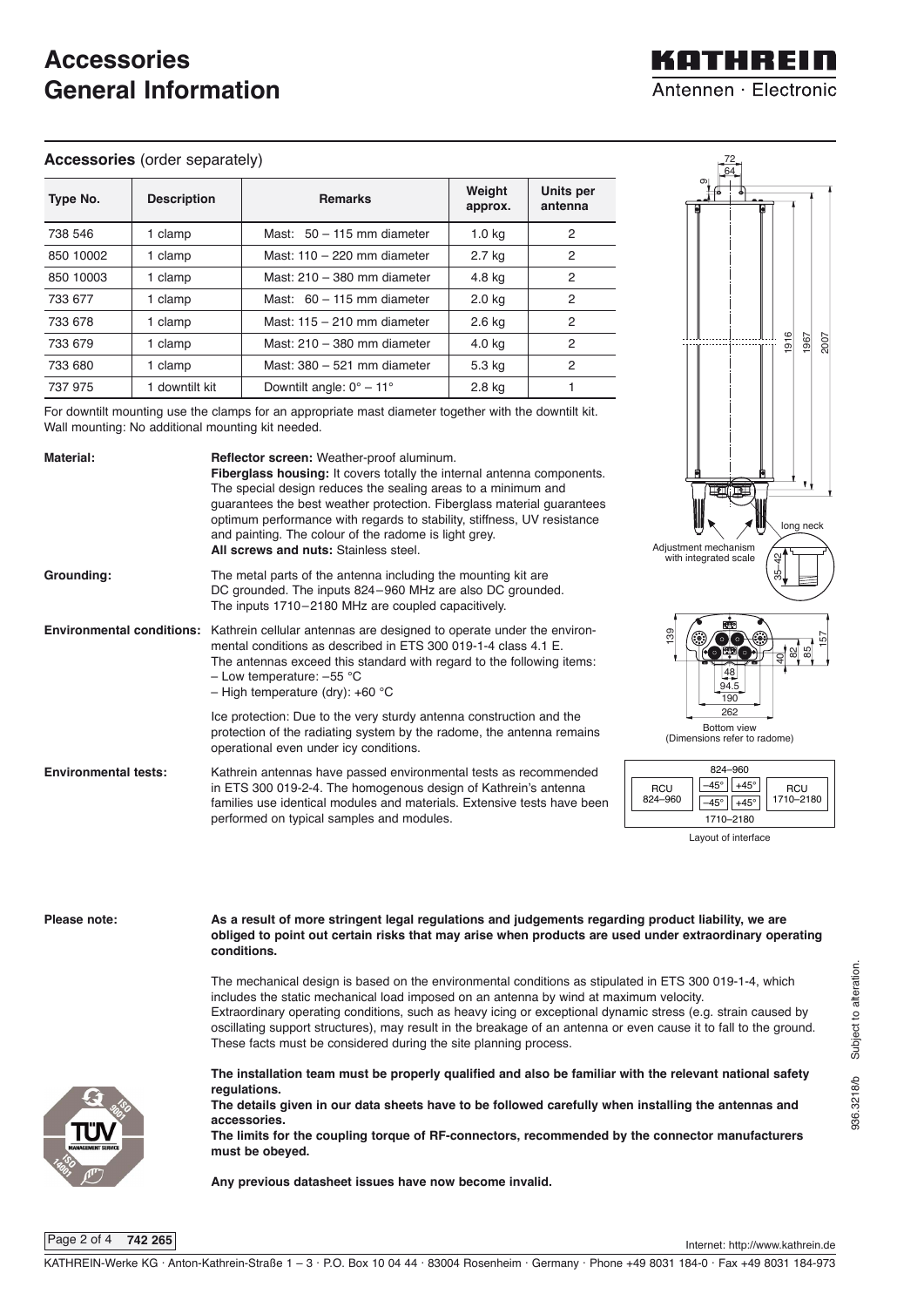# Accessories
# General Information

## Accessories (order separately)

| Type No. | Description | Remarks | Weight approx. | Units per antenna |
|---|---|---|---|---|
| 738 546 | 1 clamp | Mast: 50 – 115 mm diameter | 1.0 kg | 2 |
| 850 10002 | 1 clamp | Mast: 110 – 220 mm diameter | 2.7 kg | 2 |
| 850 10003 | 1 clamp | Mast: 210 – 380 mm diameter | 4.8 kg | 2 |
| 733 677 | 1 clamp | Mast: 60 – 115 mm diameter | 2.0 kg | 2 |
| 733 678 | 1 clamp | Mast: 115 – 210 mm diameter | 2.6 kg | 2 |
| 733 679 | 1 clamp | Mast: 210 – 380 mm diameter | 4.0 kg | 2 |
| 733 680 | 1 clamp | Mast: 380 – 521 mm diameter | 5.3 kg | 2 |
| 737 975 | 1 downtilt kit | Downtilt angle: 0° – 11° | 2.8 kg | 1 |

For downtilt mounting use the clamps for an appropriate mast diameter together with the downtilt kit.
Wall mounting: No additional mounting kit needed.

**Material:** **Reflector screen:** Weather-proof aluminum.
**Fiberglass housing:** It covers totally the internal antenna components. The special design reduces the sealing areas to a minimum and guarantees the best weather protection. Fiberglass material guarantees optimum performance with regards to stability, stiffness, UV resistance and painting. The colour of the radome is light grey.
**All screws and nuts:** Stainless steel.

**Grounding:** The metal parts of the antenna including the mounting kit are DC grounded. The inputs 824–960 MHz are also DC grounded. The inputs 1710–2180 MHz are coupled capacitively.

**Environmental conditions:** Kathrein cellular antennas are designed to operate under the environmental conditions as described in ETS 300 019-1-4 class 4.1 E. The antennas exceed this standard with regard to the following items:
– Low temperature: –55 °C
– High temperature (dry): +60 °C

Ice protection: Due to the very sturdy antenna construction and the protection of the radiating system by the radome, the antenna remains operational even under icy conditions.

**Environmental tests:** Kathrein antennas have passed environmental tests as recommended in ETS 300 019-2-4. The homogenous design of Kathrein's antenna families use identical modules and materials. Extensive tests have been performed on typical samples and modules.

72 64 9 1916 1967 2007 long neck
Adjustment mechanism with integrated scale
35–42

139 48 94.5 190 262 40 82 85 157
Bottom view
(Dimensions refer to radome)

| | 824–960 | |
|---|---|---|
| RCU 824–960 | –45° +45° / –45° +45° | RCU 1710–2180 |
| | 1710–2180 | |

Layout of interface

**Please note:** **As a result of more stringent legal regulations and judgements regarding product liability, we are obliged to point out certain risks that may arise when products are used under extraordinary operating conditions.**

The mechanical design is based on the environmental conditions as stipulated in ETS 300 019-1-4, which includes the static mechanical load imposed on an antenna by wind at maximum velocity.
Extraordinary operating conditions, such as heavy icing or exceptional dynamic stress (e.g. strain caused by oscillating support structures), may result in the breakage of an antenna or even cause it to fall to the ground. These facts must be considered during the site planning process.

**The installation team must be properly qualified and also be familiar with the relevant national safety regulations.**
**The details given in our data sheets have to be followed carefully when installing the antennas and accessories.**
**The limits for the coupling torque of RF-connectors, recommended by the connector manufacturers must be obeyed.**

**Any previous datasheet issues have now become invalid.**

936.3218/b Subject to alteration.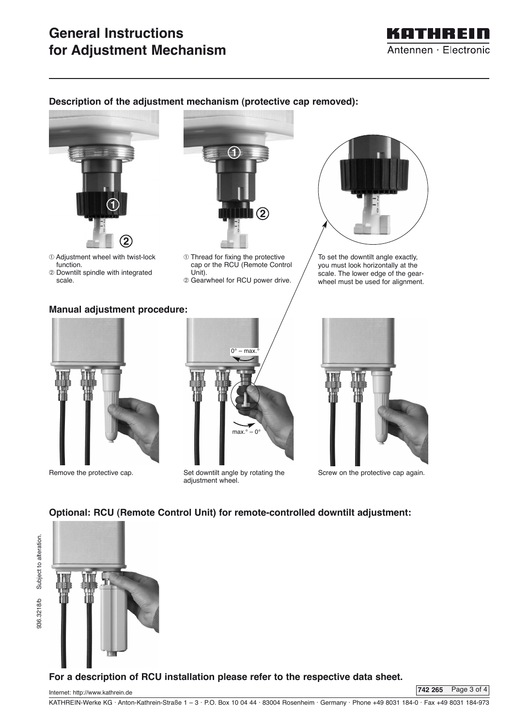# General Instructions for Adjustment Mechanism

## Description of the adjustment mechanism (protective cap removed):

① Adjustment wheel with twist-lock function.
② Downtilt spindle with integrated scale.

① Thread for fixing the protective cap or the RCU (Remote Control Unit).
② Gearwheel for RCU power drive.

To set the downtilt angle exactly, you must look horizontally at the scale. The lower edge of the gear-wheel must be used for alignment.

## Manual adjustment procedure:

Remove the protective cap.

0° – max.°

max.° – 0°

Set downtilt angle by rotating the adjustment wheel.

Screw on the protective cap again.

## Optional: RCU (Remote Control Unit) for remote-controlled downtilt adjustment:

**For a description of RCU installation please refer to the respective data sheet.**

936.3218/b Subject to alteration.

Internet: http://www.kathrein.de

742 265

KATHREIN-Werke KG · Anton-Kathrein-Straße 1 – 3 · P.O. Box 10 04 44 · 83004 Rosenheim · Germany · Phone +49 8031 184-0 · Fax +49 8031 184-973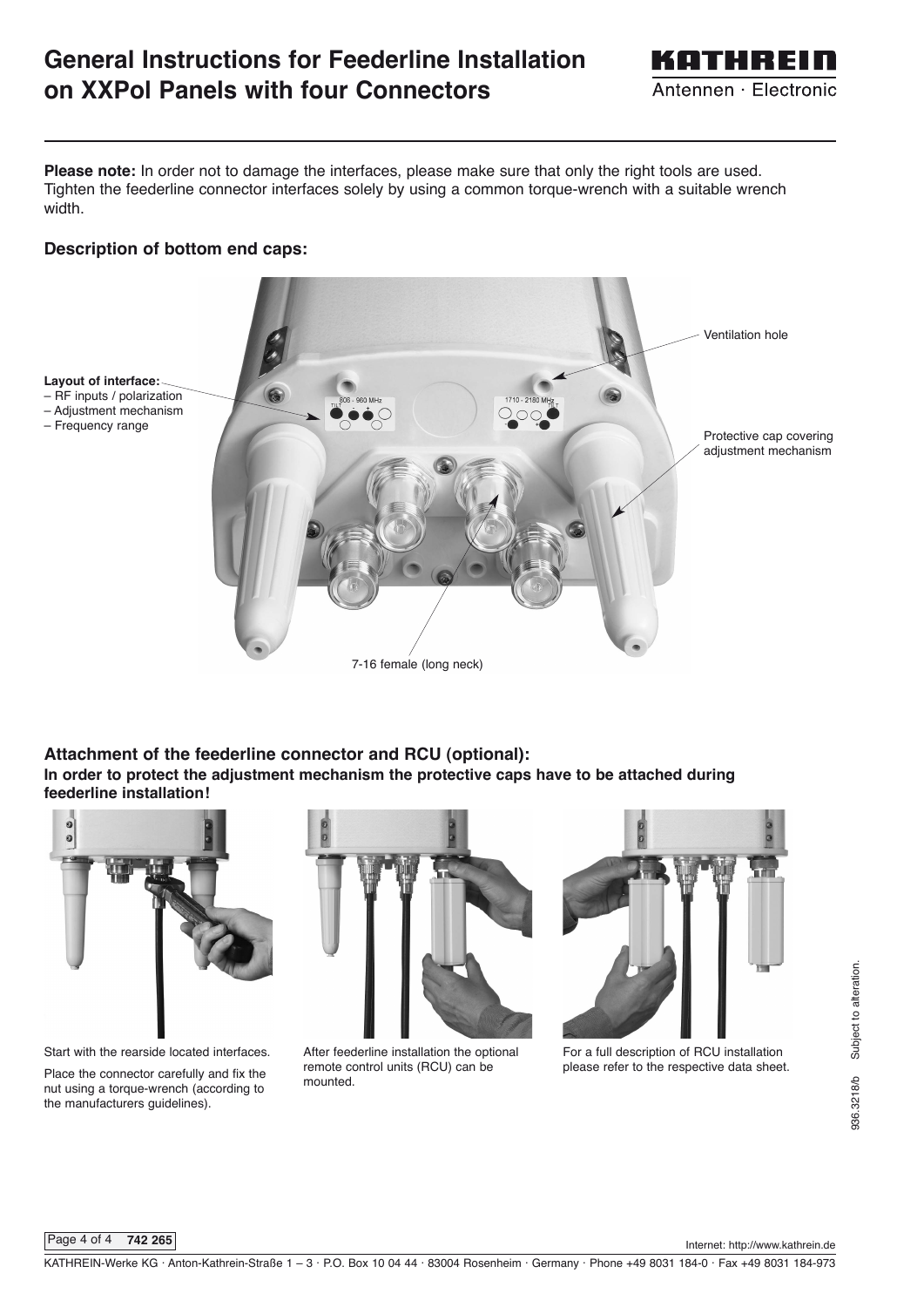# General Instructions for Feederline Installation on XXPol Panels with four Connectors

KATHREIN
Antennen · Electronic

**Please note:** In order not to damage the interfaces, please make sure that only the right tools are used. Tighten the feederline connector interfaces solely by using a common torque-wrench with a suitable wrench width.

### Description of bottom end caps:

**Layout of interface:**
– RF inputs / polarization
– Adjustment mechanism
– Frequency range

806 - 960 MHz
TILT

1710 - 2180 MHz
TILT

Ventilation hole

Protective cap covering adjustment mechanism

7-16 female (long neck)

### Attachment of the feederline connector and RCU (optional):

**In order to protect the adjustment mechanism the protective caps have to be attached during feederline installation!**

Start with the rearside located interfaces.

Place the connector carefully and fix the nut using a torque-wrench (according to the manufacturers guidelines).

After feederline installation the optional remote control units (RCU) can be mounted.

For a full description of RCU installation please refer to the respective data sheet.

936.3218/b Subject to alteration.

742 265

Internet: http://www.kathrein.de

KATHREIN-Werke KG · Anton-Kathrein-Straße 1 – 3 · P.O. Box 10 04 44 · 83004 Rosenheim · Germany · Phone +49 8031 184-0 · Fax +49 8031 184-973